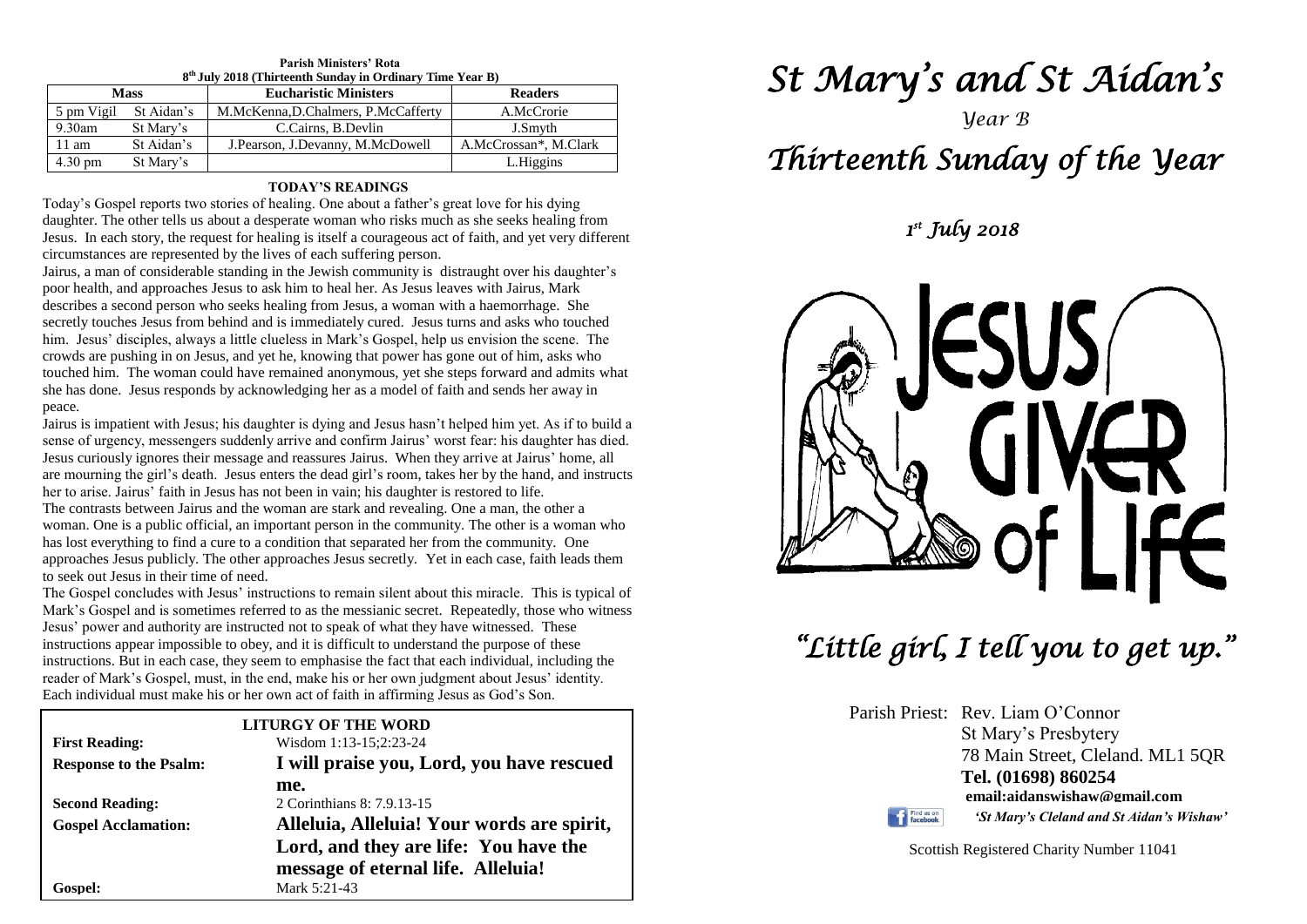**Parish Ministers' Rota**
**8th July 2018 (Thirteenth Sunday in Ordinary Time Year B)**

| Mass | | Eucharistic Ministers | Readers |
|---|---|---|---|
| 5 pm Vigil | St Aidan's | M.McKenna,D.Chalmers, P.McCafferty | A.McCrorie |
| 9.30am | St Mary's | C.Cairns, B.Devlin | J.Smyth |
| 11 am | St Aidan's | J.Pearson, J.Devanny, M.McDowell | A.McCrossan*, M.Clark |
| 4.30 pm | St Mary's | | L.Higgins |

**TODAY'S READINGS**

Today's Gospel reports two stories of healing. One about a father's great love for his dying daughter. The other tells us about a desperate woman who risks much as she seeks healing from Jesus. In each story, the request for healing is itself a courageous act of faith, and yet very different circumstances are represented by the lives of each suffering person.

Jairus, a man of considerable standing in the Jewish community is distraught over his daughter's poor health, and approaches Jesus to ask him to heal her. As Jesus leaves with Jairus, Mark describes a second person who seeks healing from Jesus, a woman with a haemorrhage. She secretly touches Jesus from behind and is immediately cured. Jesus turns and asks who touched him. Jesus' disciples, always a little clueless in Mark's Gospel, help us envision the scene. The crowds are pushing in on Jesus, and yet he, knowing that power has gone out of him, asks who touched him. The woman could have remained anonymous, yet she steps forward and admits what she has done. Jesus responds by acknowledging her as a model of faith and sends her away in peace.

Jairus is impatient with Jesus; his daughter is dying and Jesus hasn't helped him yet. As if to build a sense of urgency, messengers suddenly arrive and confirm Jairus' worst fear: his daughter has died. Jesus curiously ignores their message and reassures Jairus. When they arrive at Jairus' home, all are mourning the girl's death. Jesus enters the dead girl's room, takes her by the hand, and instructs her to arise. Jairus' faith in Jesus has not been in vain; his daughter is restored to life.

The contrasts between Jairus and the woman are stark and revealing. One a man, the other a woman. One is a public official, an important person in the community. The other is a woman who has lost everything to find a cure to a condition that separated her from the community. One approaches Jesus publicly. The other approaches Jesus secretly. Yet in each case, faith leads them to seek out Jesus in their time of need.

The Gospel concludes with Jesus' instructions to remain silent about this miracle. This is typical of Mark's Gospel and is sometimes referred to as the messianic secret. Repeatedly, those who witness Jesus' power and authority are instructed not to speak of what they have witnessed. These instructions appear impossible to obey, and it is difficult to understand the purpose of these instructions. But in each case, they seem to emphasise the fact that each individual, including the reader of Mark's Gospel, must, in the end, make his or her own judgment about Jesus' identity. Each individual must make his or her own act of faith in affirming Jesus as God's Son.

**LITURGY OF THE WORD**

| | |
|---|---|
| **First Reading:** | Wisdom 1:13-15;2:23-24 |
| **Response to the Psalm:** | **I will praise you, Lord, you have rescued me.** |
| **Second Reading:** | 2 Corinthians 8: 7.9.13-15 |
| **Gospel Acclamation:** | **Alleluia, Alleluia! Your words are spirit, Lord, and they are life: You have the message of eternal life. Alleluia!** |
| **Gospel:** | Mark 5:21-43 |

# *St Mary's and St Aidan's*

*Year B*

# *Thirteenth Sunday of the Year*

*1st July 2018*

JESUS GIVER of LIFE

## *"Little girl, I tell you to get up."*

Parish Priest: Rev. Liam O'Connor
St Mary's Presbytery
78 Main Street, Cleland. ML1 5QR
**Tel. (01698) 860254**
**email:aidanswishaw@gmail.com**
*'St Mary's Cleland and St Aidan's Wishaw'*

Scottish Registered Charity Number 11041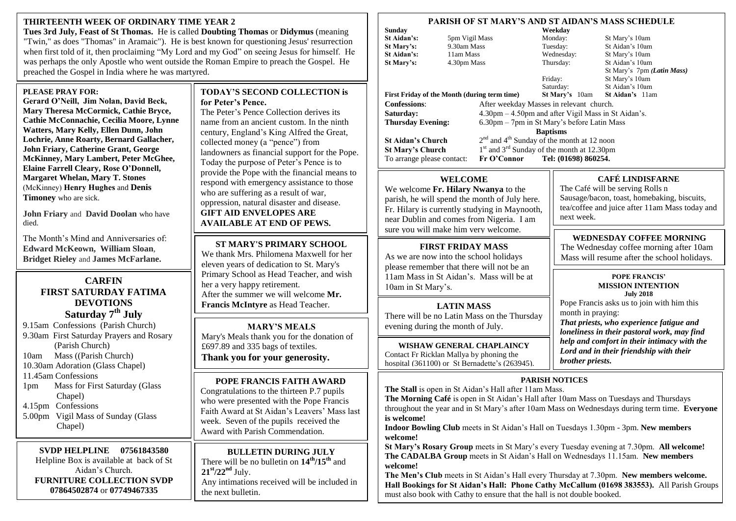## THIRTEENTH WEEK OF ORDINARY TIME YEAR 2

**Tues 3rd July, Feast of St Thomas.** He is called **Doubting Thomas** or **Didymus** (meaning "Twin," as does "Thomas" in Aramaic"). He is best known for questioning Jesus' resurrection when first told of it, then proclaiming "My Lord and my God" on seeing Jesus for himself. He was perhaps the only Apostle who went outside the Roman Empire to preach the Gospel. He preached the Gospel in India where he was martyred.

### PLEASE PRAY FOR:

**Gerard O'Neill, Jim Nolan, David Beck, Mary Theresa McCormick, Cathie Bryce, Cathie McConnachie, Cecilia Moore, Lynne Watters, Mary Kelly, Ellen Dunn, John Lochrie, Anne Roarty, Bernard Gallacher, John Friary, Catherine Grant, George McKinney, Mary Lambert, Peter McGhee, Elaine Farrell Cleary, Rose O'Donnell, Margaret Whelan, Mary T. Stones** (McKinney) **Henry Hughes** and **Denis Timoney** who are sick.

**John Friary** and **David Doolan** who have died.

The Month's Mind and Anniversaries of: **Edward McKeown, William Sloan**, **Bridget Rieley** and **James McFarlane.**

### CARFIN FIRST SATURDAY FATIMA DEVOTIONS Saturday 7th July

9.15am Confessions (Parish Church)
9.30am First Saturday Prayers and Rosary (Parish Church)
10am Mass ((Parish Church)
10.30am Adoration (Glass Chapel)
11.45am Confessions
1pm Mass for First Saturday (Glass Chapel)
4.15pm Confessions
5.00pm Vigil Mass of Sunday (Glass Chapel)

**SVDP HELPLINE 07561843580**
Helpline Box is available at back of St Aidan's Church.
**FURNITURE COLLECTION SVDP 07864502874** or **07749467335**

### TODAY'S SECOND COLLECTION is for Peter's Pence.

The Peter's Pence Collection derives its name from an ancient custom. In the ninth century, England's King Alfred the Great, collected money (a "pence") from landowners as financial support for the Pope. Today the purpose of Peter's Pence is to provide the Pope with the financial means to respond with emergency assistance to those who are suffering as a result of war, oppression, natural disaster and disease.
**GIFT AID ENVELOPES ARE AVAILABLE AT END OF PEWS.**

### ST MARY'S PRIMARY SCHOOL

We thank Mrs. Philomena Maxwell for her eleven years of dedication to St. Mary's Primary School as Head Teacher, and wish her a very happy retirement.
After the summer we will welcome **Mr. Francis McIntyre** as Head Teacher.

### MARY'S MEALS

Mary's Meals thank you for the donation of £697.89 and 335 bags of textiles.
**Thank you for your generosity.**

### POPE FRANCIS FAITH AWARD

Congratulations to the thirteen P.7 pupils who were presented with the Pope Francis Faith Award at St Aidan's Leavers' Mass last week. Seven of the pupils received the Award with Parish Commendation.

### BULLETIN DURING JULY

There will be no bulletin on **14th/15th** and **21st/22nd** July.
Any intimations received will be included in the next bulletin.

## PARISH OF ST MARY'S AND ST AIDAN'S MASS SCHEDULE

| Sunday | | Weekday | |
|---|---|---|---|
| St Aidan's: | 5pm Vigil Mass | Monday: | St Mary's 10am |
| St Mary's: | 9.30am Mass | Tuesday: | St Aidan's 10am |
| St Aidan's: | 11am Mass | Wednesday: | St Mary's 10am |
| St Mary's: | 4.30pm Mass | Thursday: | St Aidan's 10am |
| | | | St Mary's 7pm *(Latin Mass)* |
| | | Friday: | St Mary's 10am |
| | | Saturday: | St Aidan's 10am |

**First Friday of the Month (during term time)** **St Mary's** 10am **St Aidan's** 11am

**Confessions**: After weekday Masses in relevant church.
**Saturday:** 4.30pm – 4.50pm and after Vigil Mass in St Aidan's.
**Thursday Evening:** 6.30pm – 7pm in St Mary's before Latin Mass

**Baptisms**
**St Aidan's Church** 2nd and 4th Sunday of the month at 12 noon
**St Mary's Church** 1st and 3rd Sunday of the month at 12.30pm
To arrange please contact: **Fr O'Connor Tel: (01698) 860254.**

### WELCOME

We welcome **Fr. Hilary Nwanya** to the parish, he will spend the month of July here. Fr. Hilary is currently studying in Maynooth, near Dublin and comes from Nigeria. I am sure you will make him very welcome.

### FIRST FRIDAY MASS

As we are now into the school holidays please remember that there will not be an 11am Mass in St Aidan's. Mass will be at 10am in St Mary's.

### LATIN MASS

There will be no Latin Mass on the Thursday evening during the month of July.

### WISHAW GENERAL CHAPLAINCY

Contact Fr Ricklan Mallya by phoning the hospital (361100) or St Bernadette's (263945).

### CAFÉ LINDISFARNE

The Café will be serving Rolls n Sausage/bacon, toast, homebaking, biscuits, tea/coffee and juice after 11am Mass today and next week.

### WEDNESDAY COFFEE MORNING

The Wednesday coffee morning after 10am Mass will resume after the school holidays.

### POPE FRANCIS' MISSION INTENTION July 2018

Pope Francis asks us to join with him this month in praying:
***That priests, who experience fatigue and loneliness in their pastoral work, may find help and comfort in their intimacy with the Lord and in their friendship with their brother priests.***

### PARISH NOTICES

**The Stall** is open in St Aidan's Hall after 11am Mass.
**The Morning Café** is open in St Aidan's Hall after 10am Mass on Tuesdays and Thursdays throughout the year and in St Mary's after 10am Mass on Wednesdays during term time. **Everyone is welcome!**
**Indoor Bowling Club** meets in St Aidan's Hall on Tuesdays 1.30pm - 3pm. **New members welcome!**
**St Mary's Rosary Group** meets in St Mary's every Tuesday evening at 7.30pm. **All welcome!**
**The CADALBA Group** meets in St Aidan's Hall on Wednesdays 11.15am. **New members welcome!**
**The Men's Club** meets in St Aidan's Hall every Thursday at 7.30pm. **New members welcome.**
**Hall Bookings for St Aidan's Hall: Phone Cathy McCallum (01698 383553).** All Parish Groups must also book with Cathy to ensure that the hall is not double booked.